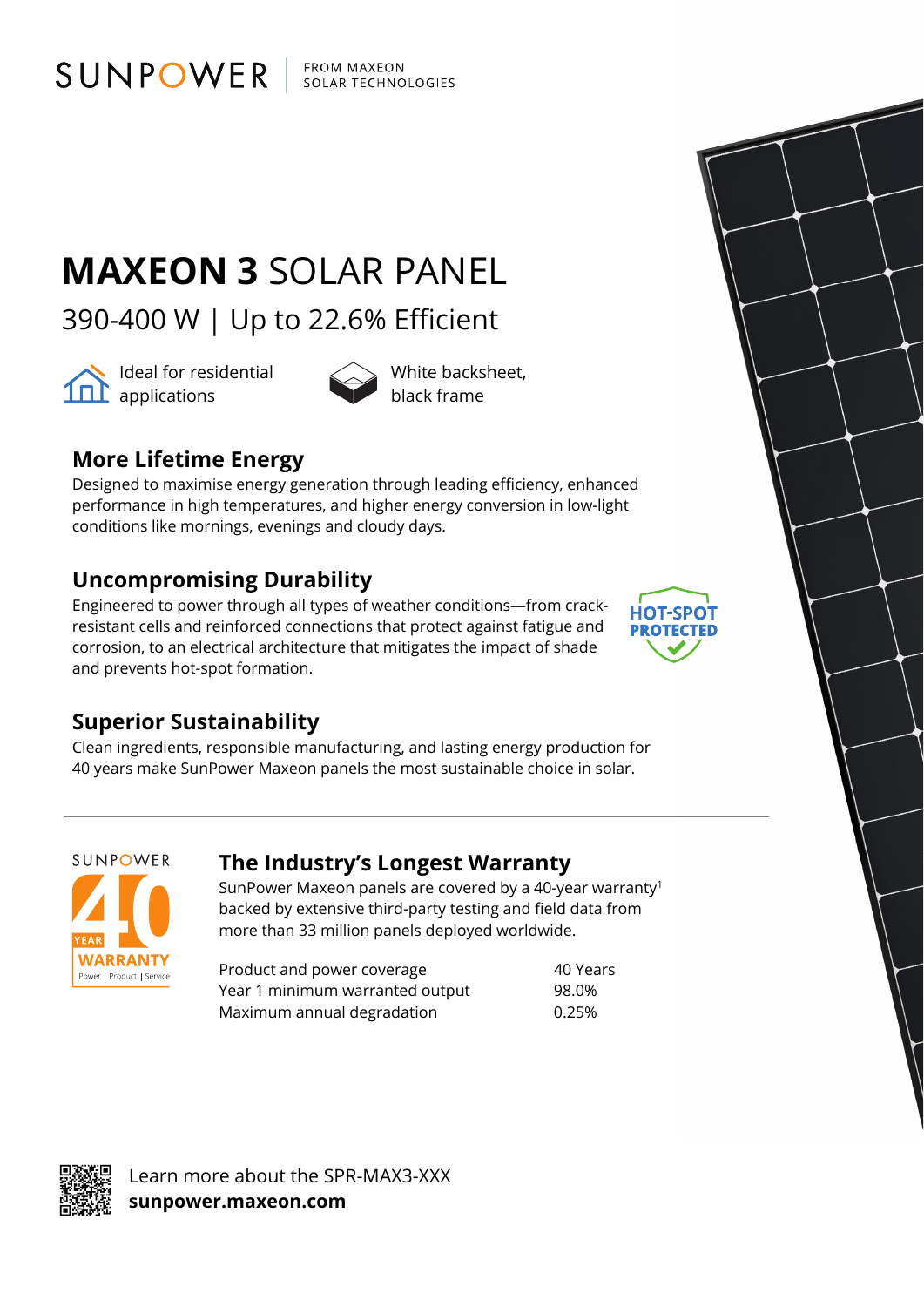SUNPOWER | FROM MAXEON SOLAR TECHNOLOGIES

# **MAXEON 3** SOLAR PANEL

## 390-400 W | Up to 22.6% Efficient

Ideal for residential applications

White backsheet, black frame

### More Lifetime Energy

Designed to maximise energy generation through leading efficiency, enhanced performance in high temperatures, and higher energy conversion in low-light conditions like mornings, evenings and cloudy days.

### Uncompromising Durability

Engineered to power through all types of weather conditions—from crack-resistant cells and reinforced connections that protect against fatigue and corrosion, to an electrical architecture that mitigates the impact of shade and prevents hot-spot formation.

HOT-SPOT PROTECTED

### Superior Sustainability

Clean ingredients, responsible manufacturing, and lasting energy production for 40 years make SunPower Maxeon panels the most sustainable choice in solar.

---

SUNPOWER 40 YEAR WARRANTY Power | Product | Service

### The Industry's Longest Warranty

SunPower Maxeon panels are covered by a 40-year warranty[1] backed by extensive third-party testing and field data from more than 33 million panels deployed worldwide.

| | |
|---|---|
| Product and power coverage | 40 Years |
| Year 1 minimum warranted output | 98.0% |
| Maximum annual degradation | 0.25% |

Learn more about the SPR-MAX3-XXX
**sunpower.maxeon.com**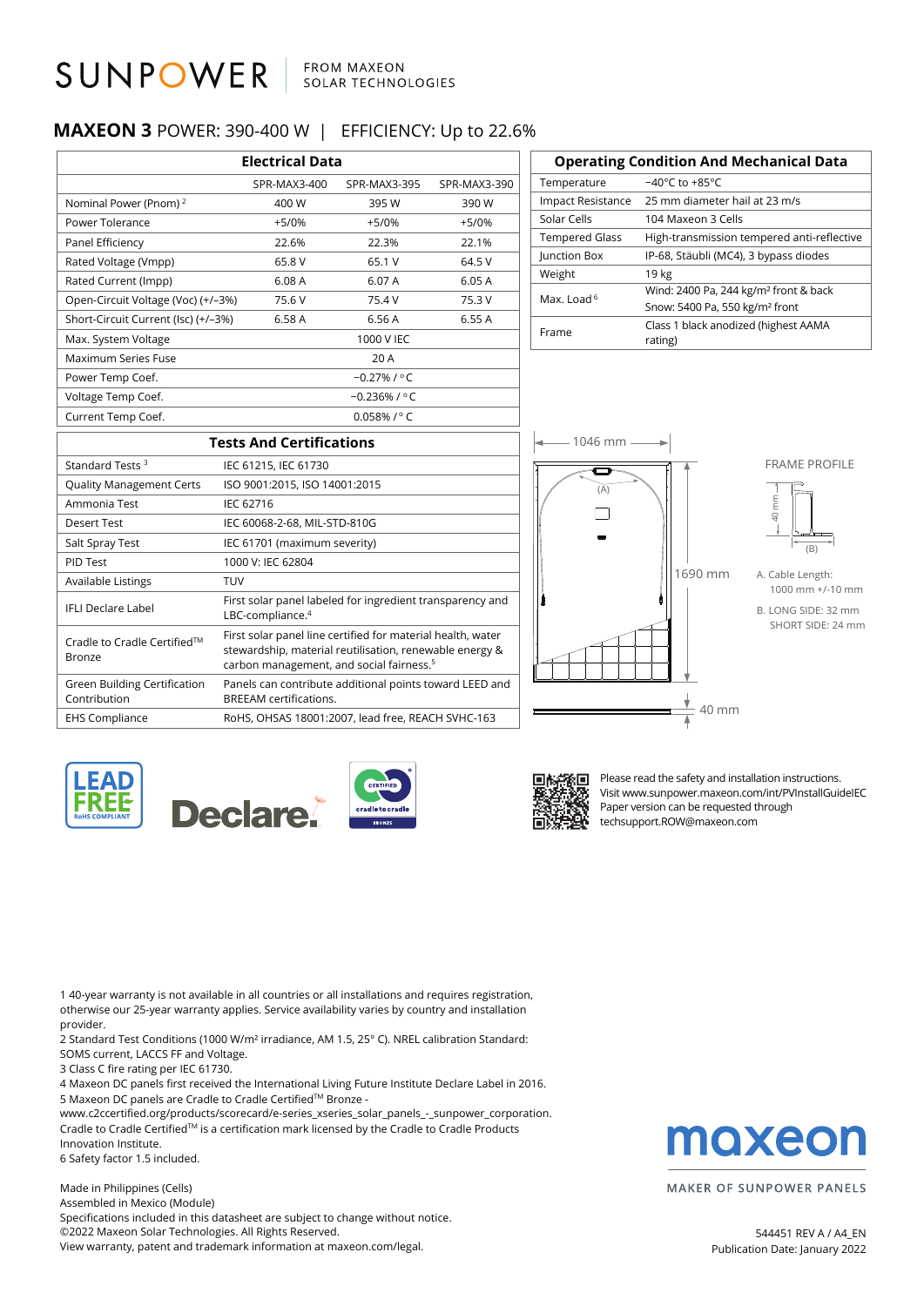SUNPOWER | FROM MAXEON SOLAR TECHNOLOGIES

## MAXEON 3 POWER: 390-400 W | EFFICIENCY: Up to 22.6%

| Electrical Data | | | |
|---|---|---|---|
| | SPR-MAX3-400 | SPR-MAX3-395 | SPR-MAX3-390 |
| Nominal Power (Pnom) [2] | 400 W | 395 W | 390 W |
| Power Tolerance | +5/0% | +5/0% | +5/0% |
| Panel Efficiency | 22.6% | 22.3% | 22.1% |
| Rated Voltage (Vmpp) | 65.8 V | 65.1 V | 64.5 V |
| Rated Current (Impp) | 6.08 A | 6.07 A | 6.05 A |
| Open-Circuit Voltage (Voc) (+/−3%) | 75.6 V | 75.4 V | 75.3 V |
| Short-Circuit Current (Isc) (+/−3%) | 6.58 A | 6.56 A | 6.55 A |
| Max. System Voltage | 1000 V IEC | | |
| Maximum Series Fuse | 20 A | | |
| Power Temp Coef. | −0.27% / °C | | |
| Voltage Temp Coef. | −0.236% / °C | | |
| Current Temp Coef. | 0.058% / °C | | |

| Operating Condition And Mechanical Data | |
|---|---|
| Temperature | −40°C to +85°C |
| Impact Resistance | 25 mm diameter hail at 23 m/s |
| Solar Cells | 104 Maxeon 3 Cells |
| Tempered Glass | High-transmission tempered anti-reflective |
| Junction Box | IP-68, Stäubli (MC4), 3 bypass diodes |
| Weight | 19 kg |
| Max. Load [6] | Wind: 2400 Pa, 244 kg/m² front & back<br>Snow: 5400 Pa, 550 kg/m² front |
| Frame | Class 1 black anodized (highest AAMA rating) |

| Tests And Certifications | |
|---|---|
| Standard Tests [3] | IEC 61215, IEC 61730 |
| Quality Management Certs | ISO 9001:2015, ISO 14001:2015 |
| Ammonia Test | IEC 62716 |
| Desert Test | IEC 60068-2-68, MIL-STD-810G |
| Salt Spray Test | IEC 61701 (maximum severity) |
| PID Test | 1000 V: IEC 62804 |
| Available Listings | TUV |
| IFLI Declare Label | First solar panel labeled for ingredient transparency and LBC-compliance.[4] |
| Cradle to Cradle Certified™ Bronze | First solar panel line certified for material health, water stewardship, material reutilisation, renewable energy & carbon management, and social fairness.[5] |
| Green Building Certification Contribution | Panels can contribute additional points toward LEED and BREEAM certifications. |
| EHS Compliance | RoHS, OHSAS 18001:2007, lead free, REACH SVHC-163 |

1046 mm
(A)
1690 mm
40 mm

FRAME PROFILE
40 mm
(B)

A. Cable Length: 1000 mm +/-10 mm

B. LONG SIDE: 32 mm
SHORT SIDE: 24 mm

LEAD FREE RoHS COMPLIANT | Declare. | CERTIFIED cradle to cradle BRONZE

Please read the safety and installation instructions. Visit www.sunpower.maxeon.com/int/PVInstallGuideIEC
Paper version can be requested through techsupport.ROW@maxeon.com

1 40-year warranty is not available in all countries or all installations and requires registration, otherwise our 25-year warranty applies. Service availability varies by country and installation provider.
2 Standard Test Conditions (1000 W/m² irradiance, AM 1.5, 25° C). NREL calibration Standard: SOMS current, LACCS FF and Voltage.
3 Class C fire rating per IEC 61730.
4 Maxeon DC panels first received the International Living Future Institute Declare Label in 2016.
5 Maxeon DC panels are Cradle to Cradle Certified™ Bronze - www.c2ccertified.org/products/scorecard/e-series_xseries_solar_panels_-_sunpower_corporation. Cradle to Cradle Certified™ is a certification mark licensed by the Cradle to Cradle Products Innovation Institute.
6 Safety factor 1.5 included.

Made in Philippines (Cells)
Assembled in Mexico (Module)
Specifications included in this datasheet are subject to change without notice.
©2022 Maxeon Solar Technologies. All Rights Reserved.
View warranty, patent and trademark information at maxeon.com/legal.

maxeon
MAKER OF SUNPOWER PANELS

544451 REV A / A4_EN
Publication Date: January 2022